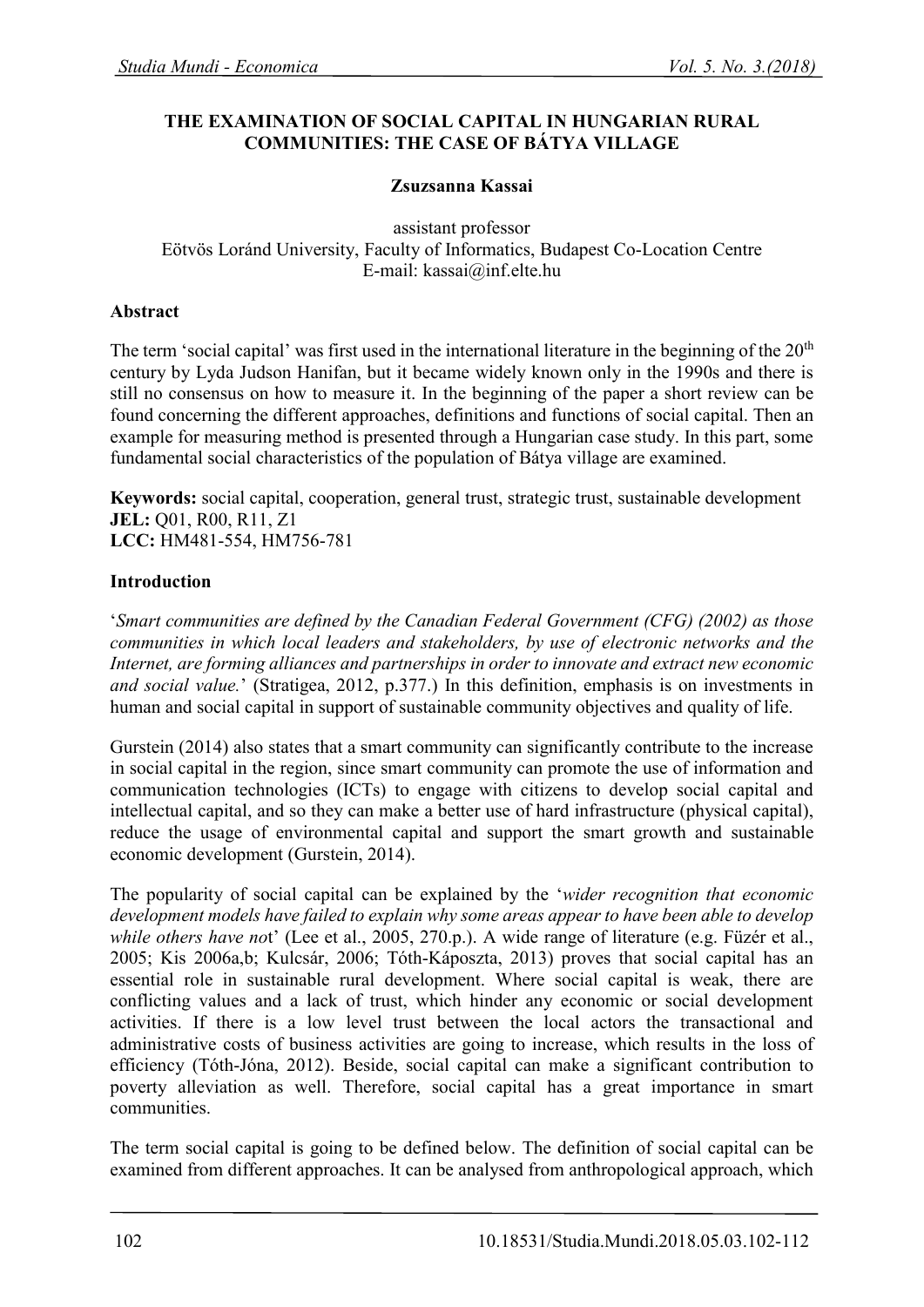# THE EXAMINATION OF SOCIAL CAPITAL IN HUNGARIAN RURAL COMMUNITIES: THE CASE OF BÁTYA VILLAGE

**Zsuzsanna Kassai**

assistant professor
Eötvös Loránd University, Faculty of Informatics, Budapest Co-Location Centre
E-mail: kassai@inf.elte.hu

## Abstract

The term 'social capital' was first used in the international literature in the beginning of the 20th century by Lyda Judson Hanifan, but it became widely known only in the 1990s and there is still no consensus on how to measure it. In the beginning of the paper a short review can be found concerning the different approaches, definitions and functions of social capital. Then an example for measuring method is presented through a Hungarian case study. In this part, some fundamental social characteristics of the population of Bátya village are examined.

**Keywords:** social capital, cooperation, general trust, strategic trust, sustainable development
**JEL:** Q01, R00, R11, Z1
**LCC:** HM481-554, HM756-781

## Introduction

'*Smart communities are defined by the Canadian Federal Government (CFG) (2002) as those communities in which local leaders and stakeholders, by use of electronic networks and the Internet, are forming alliances and partnerships in order to innovate and extract new economic and social value.*' (Stratigea, 2012, p.377.) In this definition, emphasis is on investments in human and social capital in support of sustainable community objectives and quality of life.

Gurstein (2014) also states that a smart community can significantly contribute to the increase in social capital in the region, since smart community can promote the use of information and communication technologies (ICTs) to engage with citizens to develop social capital and intellectual capital, and so they can make a better use of hard infrastructure (physical capital), reduce the usage of environmental capital and support the smart growth and sustainable economic development (Gurstein, 2014).

The popularity of social capital can be explained by the '*wider recognition that economic development models have failed to explain why some areas appear to have been able to develop while others have not*' (Lee et al., 2005, 270.p.). A wide range of literature (e.g. Füzér et al., 2005; Kis 2006a,b; Kulcsár, 2006; Tóth-Káposzta, 2013) proves that social capital has an essential role in sustainable rural development. Where social capital is weak, there are conflicting values and a lack of trust, which hinder any economic or social development activities. If there is a low level trust between the local actors the transactional and administrative costs of business activities are going to increase, which results in the loss of efficiency (Tóth-Jóna, 2012). Beside, social capital can make a significant contribution to poverty alleviation as well. Therefore, social capital has a great importance in smart communities.

The term social capital is going to be defined below. The definition of social capital can be examined from different approaches. It can be analysed from anthropological approach, which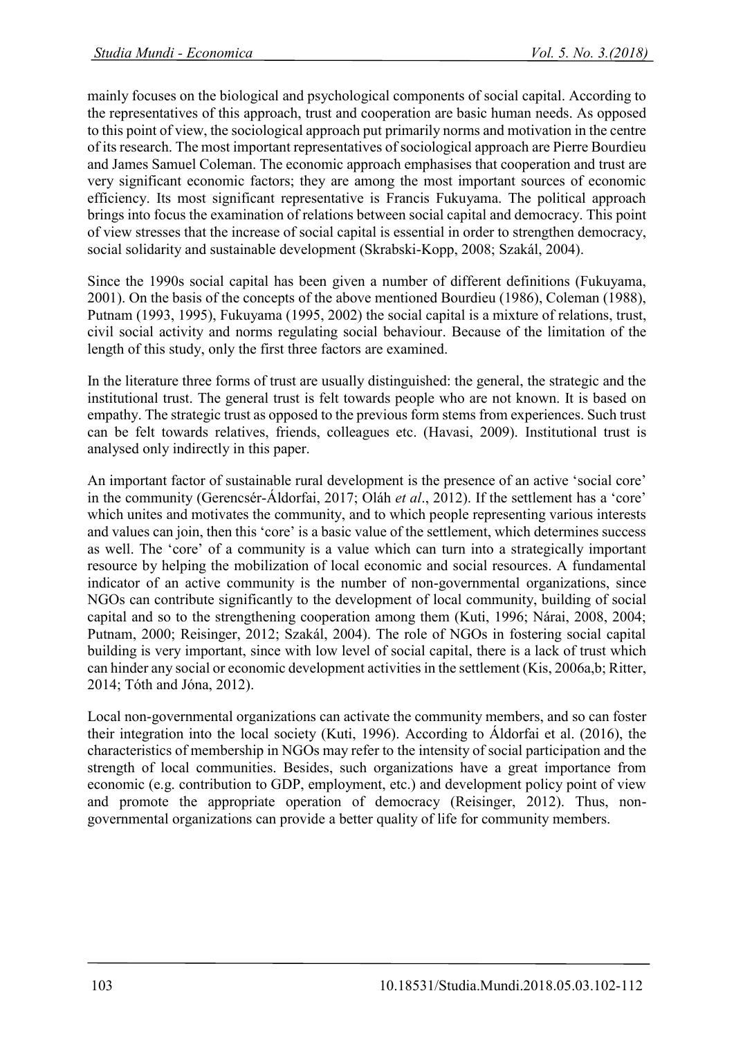mainly focuses on the biological and psychological components of social capital. According to the representatives of this approach, trust and cooperation are basic human needs. As opposed to this point of view, the sociological approach put primarily norms and motivation in the centre of its research. The most important representatives of sociological approach are Pierre Bourdieu and James Samuel Coleman. The economic approach emphasises that cooperation and trust are very significant economic factors; they are among the most important sources of economic efficiency. Its most significant representative is Francis Fukuyama. The political approach brings into focus the examination of relations between social capital and democracy. This point of view stresses that the increase of social capital is essential in order to strengthen democracy, social solidarity and sustainable development (Skrabski-Kopp, 2008; Szakál, 2004).

Since the 1990s social capital has been given a number of different definitions (Fukuyama, 2001). On the basis of the concepts of the above mentioned Bourdieu (1986), Coleman (1988), Putnam (1993, 1995), Fukuyama (1995, 2002) the social capital is a mixture of relations, trust, civil social activity and norms regulating social behaviour. Because of the limitation of the length of this study, only the first three factors are examined.

In the literature three forms of trust are usually distinguished: the general, the strategic and the institutional trust. The general trust is felt towards people who are not known. It is based on empathy. The strategic trust as opposed to the previous form stems from experiences. Such trust can be felt towards relatives, friends, colleagues etc. (Havasi, 2009). Institutional trust is analysed only indirectly in this paper.

An important factor of sustainable rural development is the presence of an active 'social core' in the community (Gerencsér-Áldorfai, 2017; Oláh *et al*., 2012). If the settlement has a 'core' which unites and motivates the community, and to which people representing various interests and values can join, then this 'core' is a basic value of the settlement, which determines success as well. The 'core' of a community is a value which can turn into a strategically important resource by helping the mobilization of local economic and social resources. A fundamental indicator of an active community is the number of non-governmental organizations, since NGOs can contribute significantly to the development of local community, building of social capital and so to the strengthening cooperation among them (Kuti, 1996; Nárai, 2008, 2004; Putnam, 2000; Reisinger, 2012; Szakál, 2004). The role of NGOs in fostering social capital building is very important, since with low level of social capital, there is a lack of trust which can hinder any social or economic development activities in the settlement (Kis, 2006a,b; Ritter, 2014; Tóth and Jóna, 2012).

Local non-governmental organizations can activate the community members, and so can foster their integration into the local society (Kuti, 1996). According to Áldorfai et al. (2016), the characteristics of membership in NGOs may refer to the intensity of social participation and the strength of local communities. Besides, such organizations have a great importance from economic (e.g. contribution to GDP, employment, etc.) and development policy point of view and promote the appropriate operation of democracy (Reisinger, 2012). Thus, non-governmental organizations can provide a better quality of life for community members.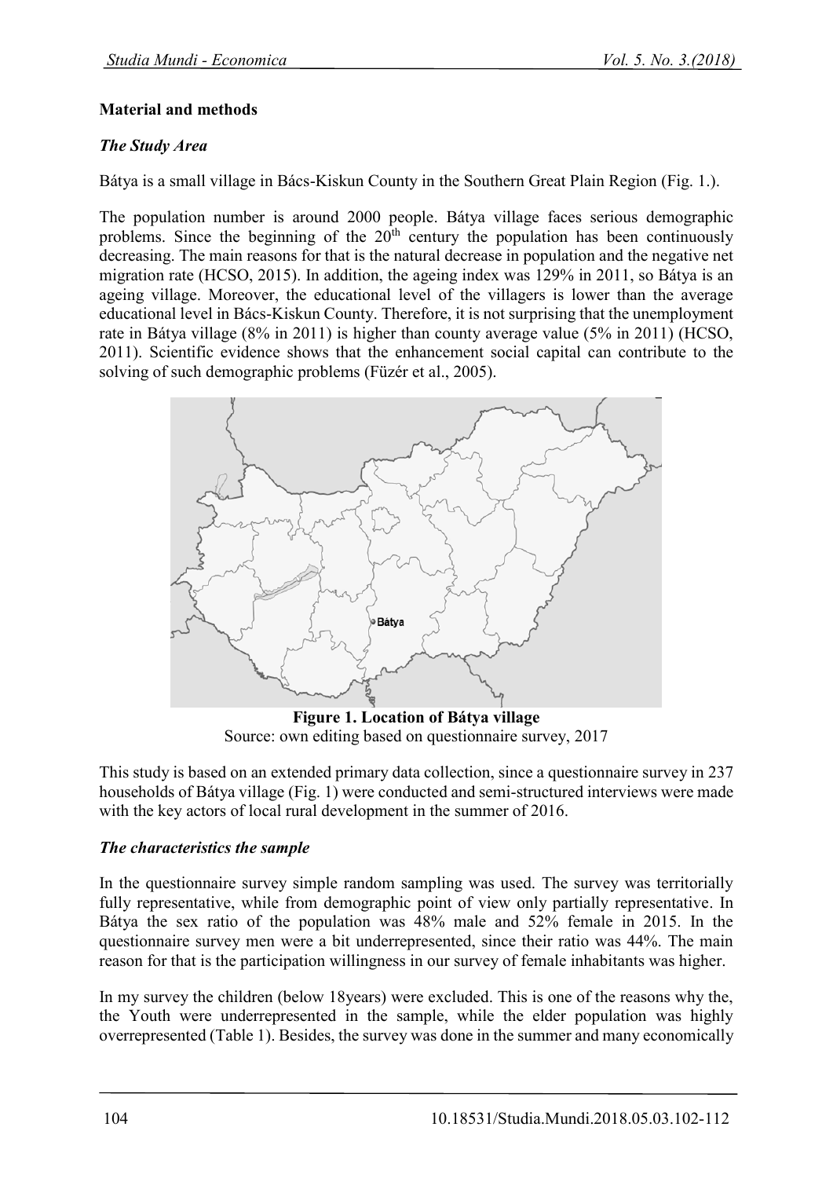## Material and methods

### *The Study Area*

Bátya is a small village in Bács-Kiskun County in the Southern Great Plain Region (Fig. 1.).

The population number is around 2000 people. Bátya village faces serious demographic problems. Since the beginning of the 20th century the population has been continuously decreasing. The main reasons for that is the natural decrease in population and the negative net migration rate (HCSO, 2015). In addition, the ageing index was 129% in 2011, so Bátya is an ageing village. Moreover, the educational level of the villagers is lower than the average educational level in Bács-Kiskun County. Therefore, it is not surprising that the unemployment rate in Bátya village (8% in 2011) is higher than county average value (5% in 2011) (HCSO, 2011). Scientific evidence shows that the enhancement social capital can contribute to the solving of such demographic problems (Füzér et al., 2005).

**Figure 1. Location of Bátya village**
Source: own editing based on questionnaire survey, 2017

This study is based on an extended primary data collection, since a questionnaire survey in 237 households of Bátya village (Fig. 1) were conducted and semi-structured interviews were made with the key actors of local rural development in the summer of 2016.

### *The characteristics the sample*

In the questionnaire survey simple random sampling was used. The survey was territorially fully representative, while from demographic point of view only partially representative. In Bátya the sex ratio of the population was 48% male and 52% female in 2015. In the questionnaire survey men were a bit underrepresented, since their ratio was 44%. The main reason for that is the participation willingness in our survey of female inhabitants was higher.

In my survey the children (below 18years) were excluded. This is one of the reasons why the, the Youth were underrepresented in the sample, while the elder population was highly overrepresented (Table 1). Besides, the survey was done in the summer and many economically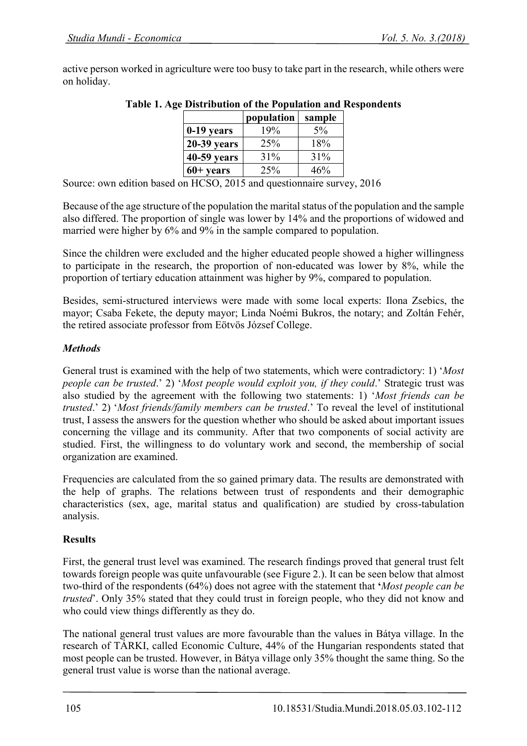active person worked in agriculture were too busy to take part in the research, while others were on holiday.

**Table 1. Age Distribution of the Population and Respondents**

| | population | sample |
|---|---|---|
| **0-19 years** | 19% | 5% |
| **20-39 years** | 25% | 18% |
| **40-59 years** | 31% | 31% |
| **60+ years** | 25% | 46% |

Source: own edition based on HCSO, 2015 and questionnaire survey, 2016

Because of the age structure of the population the marital status of the population and the sample also differed. The proportion of single was lower by 14% and the proportions of widowed and married were higher by 6% and 9% in the sample compared to population.

Since the children were excluded and the higher educated people showed a higher willingness to participate in the research, the proportion of non-educated was lower by 8%, while the proportion of tertiary education attainment was higher by 9%, compared to population.

Besides, semi-structured interviews were made with some local experts: Ilona Zsebics, the mayor; Csaba Fekete, the deputy mayor; Linda Noémi Bukros, the notary; and Zoltán Fehér, the retired associate professor from Eötvös József College.

### *Methods*

General trust is examined with the help of two statements, which were contradictory: 1) '*Most people can be trusted*.' 2) '*Most people would exploit you, if they could*.' Strategic trust was also studied by the agreement with the following two statements: 1) '*Most friends can be trusted*.' 2) '*Most friends/family members can be trusted*.' To reveal the level of institutional trust, I assess the answers for the question whether who should be asked about important issues concerning the village and its community. After that two components of social activity are studied. First, the willingness to do voluntary work and second, the membership of social organization are examined.

Frequencies are calculated from the so gained primary data. The results are demonstrated with the help of graphs. The relations between trust of respondents and their demographic characteristics (sex, age, marital status and qualification) are studied by cross-tabulation analysis.

## **Results**

First, the general trust level was examined. The research findings proved that general trust felt towards foreign people was quite unfavourable (see Figure 2.). It can be seen below that almost two-third of the respondents (64%) does not agree with the statement that '*Most people can be trusted*'. Only 35% stated that they could trust in foreign people, who they did not know and who could view things differently as they do.

The national general trust values are more favourable than the values in Bátya village. In the research of TÁRKI, called Economic Culture, 44% of the Hungarian respondents stated that most people can be trusted. However, in Bátya village only 35% thought the same thing. So the general trust value is worse than the national average.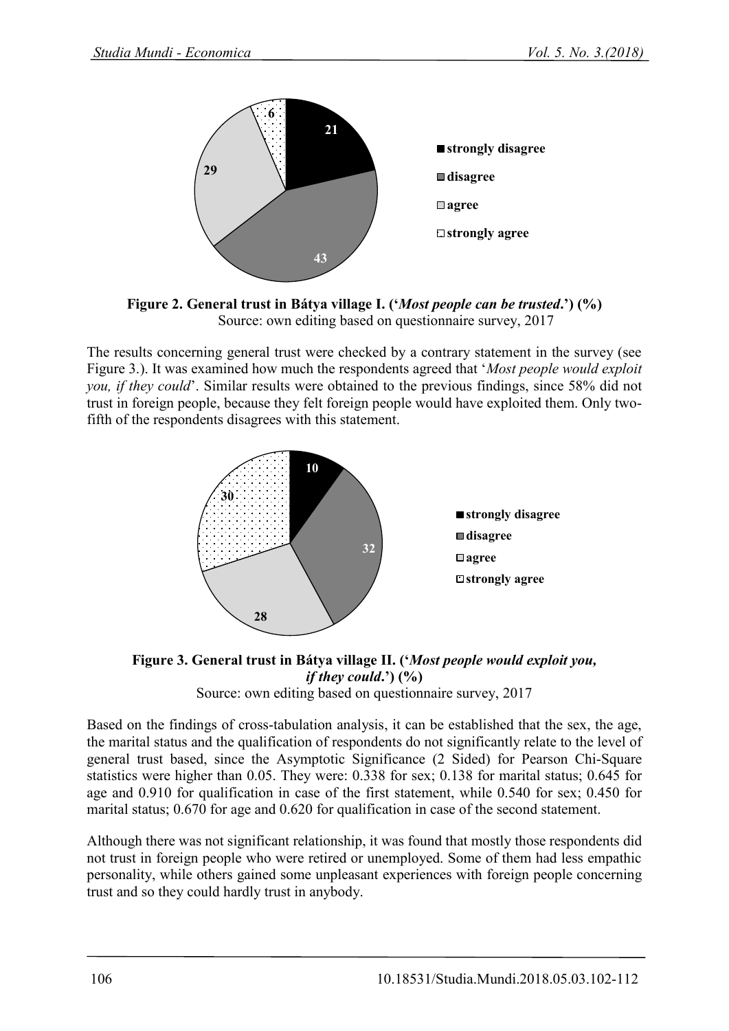**Figure 2. General trust in Bátya village I. ('*Most people can be trusted*.') (%)**
Source: own editing based on questionnaire survey, 2017

The results concerning general trust were checked by a contrary statement in the survey (see Figure 3.). It was examined how much the respondents agreed that '*Most people would exploit you, if they could*'. Similar results were obtained to the previous findings, since 58% did not trust in foreign people, because they felt foreign people would have exploited them. Only two-fifth of the respondents disagrees with this statement.

**Figure 3. General trust in Bátya village II. ('*Most people would exploit you, if they could*.') (%)**
Source: own editing based on questionnaire survey, 2017

Based on the findings of cross-tabulation analysis, it can be established that the sex, the age, the marital status and the qualification of respondents do not significantly relate to the level of general trust based, since the Asymptotic Significance (2 Sided) for Pearson Chi-Square statistics were higher than 0.05. They were: 0.338 for sex; 0.138 for marital status; 0.645 for age and 0.910 for qualification in case of the first statement, while 0.540 for sex; 0.450 for marital status; 0.670 for age and 0.620 for qualification in case of the second statement.

Although there was not significant relationship, it was found that mostly those respondents did not trust in foreign people who were retired or unemployed. Some of them had less empathic personality, while others gained some unpleasant experiences with foreign people concerning trust and so they could hardly trust in anybody.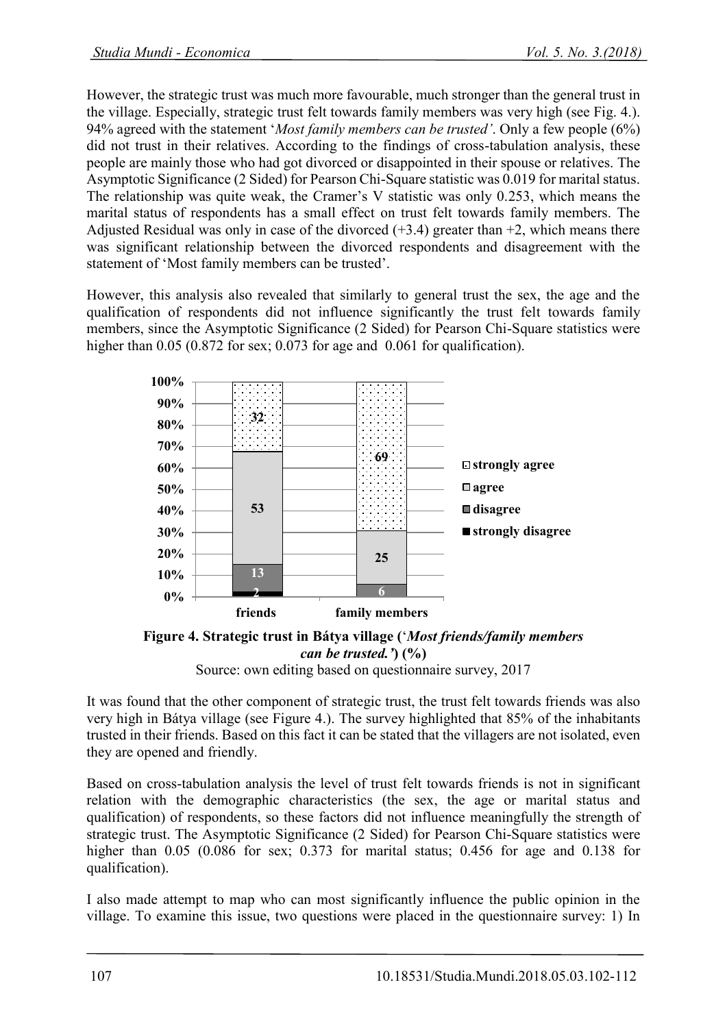However, the strategic trust was much more favourable, much stronger than the general trust in the village. Especially, strategic trust felt towards family members was very high (see Fig. 4.). 94% agreed with the statement '*Most family members can be trusted'*. Only a few people (6%) did not trust in their relatives. According to the findings of cross-tabulation analysis, these people are mainly those who had got divorced or disappointed in their spouse or relatives. The Asymptotic Significance (2 Sided) for Pearson Chi-Square statistic was 0.019 for marital status. The relationship was quite weak, the Cramer's V statistic was only 0.253, which means the marital status of respondents has a small effect on trust felt towards family members. The Adjusted Residual was only in case of the divorced (+3.4) greater than +2, which means there was significant relationship between the divorced respondents and disagreement with the statement of 'Most family members can be trusted'.

However, this analysis also revealed that similarly to general trust the sex, the age and the qualification of respondents did not influence significantly the trust felt towards family members, since the Asymptotic Significance (2 Sided) for Pearson Chi-Square statistics were higher than 0.05 (0.872 for sex; 0.073 for age and 0.061 for qualification).

| | friends | family members |
|---|---|---|
| strongly agree | 32 | 69 |
| agree | 53 | 25 |
| disagree | 13 | 6 |
| strongly disagree | 2 | |

**Figure 4. Strategic trust in Bátya village ('*Most friends/family members can be trusted.'*) (%)**

Source: own editing based on questionnaire survey, 2017

It was found that the other component of strategic trust, the trust felt towards friends was also very high in Bátya village (see Figure 4.). The survey highlighted that 85% of the inhabitants trusted in their friends. Based on this fact it can be stated that the villagers are not isolated, even they are opened and friendly.

Based on cross-tabulation analysis the level of trust felt towards friends is not in significant relation with the demographic characteristics (the sex, the age or marital status and qualification) of respondents, so these factors did not influence meaningfully the strength of strategic trust. The Asymptotic Significance (2 Sided) for Pearson Chi-Square statistics were higher than 0.05 (0.086 for sex; 0.373 for marital status; 0.456 for age and 0.138 for qualification).

I also made attempt to map who can most significantly influence the public opinion in the village. To examine this issue, two questions were placed in the questionnaire survey: 1) In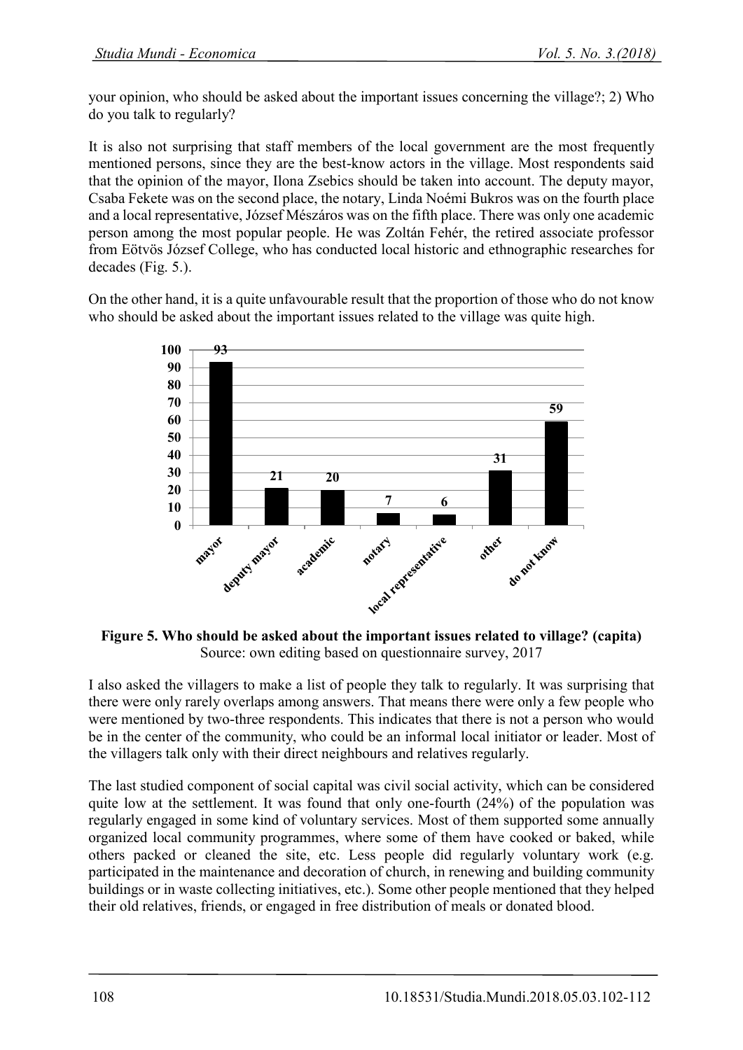your opinion, who should be asked about the important issues concerning the village?; 2) Who do you talk to regularly?

It is also not surprising that staff members of the local government are the most frequently mentioned persons, since they are the best-know actors in the village. Most respondents said that the opinion of the mayor, Ilona Zsebics should be taken into account. The deputy mayor, Csaba Fekete was on the second place, the notary, Linda Noémi Bukros was on the fourth place and a local representative, József Mészáros was on the fifth place. There was only one academic person among the most popular people. He was Zoltán Fehér, the retired associate professor from Eötvös József College, who has conducted local historic and ethnographic researches for decades (Fig. 5.).

On the other hand, it is a quite unfavourable result that the proportion of those who do not know who should be asked about the important issues related to the village was quite high.

| Category | Value |
|---|---|
| mayor | 93 |
| deputy mayor | 21 |
| academic | 20 |
| notary | 7 |
| local representative | 6 |
| other | 31 |
| do not know | 59 |

**Figure 5. Who should be asked about the important issues related to village? (capita)**
Source: own editing based on questionnaire survey, 2017

I also asked the villagers to make a list of people they talk to regularly. It was surprising that there were only rarely overlaps among answers. That means there were only a few people who were mentioned by two-three respondents. This indicates that there is not a person who would be in the center of the community, who could be an informal local initiator or leader. Most of the villagers talk only with their direct neighbours and relatives regularly.

The last studied component of social capital was civil social activity, which can be considered quite low at the settlement. It was found that only one-fourth (24%) of the population was regularly engaged in some kind of voluntary services. Most of them supported some annually organized local community programmes, where some of them have cooked or baked, while others packed or cleaned the site, etc. Less people did regularly voluntary work (e.g. participated in the maintenance and decoration of church, in renewing and building community buildings or in waste collecting initiatives, etc.). Some other people mentioned that they helped their old relatives, friends, or engaged in free distribution of meals or donated blood.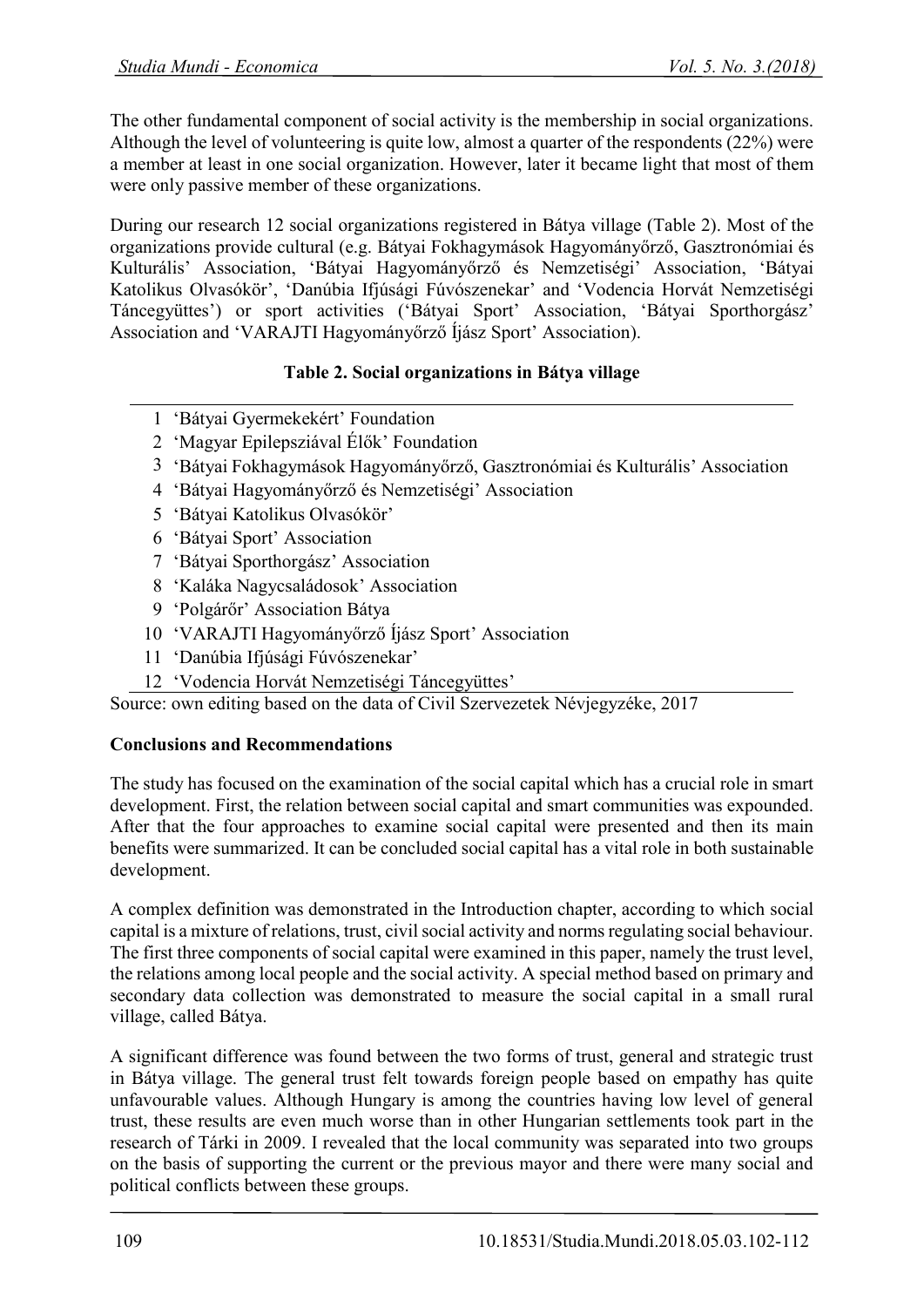The other fundamental component of social activity is the membership in social organizations. Although the level of volunteering is quite low, almost a quarter of the respondents (22%) were a member at least in one social organization. However, later it became light that most of them were only passive member of these organizations.

During our research 12 social organizations registered in Bátya village (Table 2). Most of the organizations provide cultural (e.g. Bátyai Fokhagymások Hagyományőrző, Gasztronómiai és Kulturális' Association, 'Bátyai Hagyományőrző és Nemzetiségi' Association, 'Bátyai Katolikus Olvasókör', 'Danúbia Ifjúsági Fúvószenekar' and 'Vodencia Horvát Nemzetiségi Táncegyüttes') or sport activities ('Bátyai Sport' Association, 'Bátyai Sporthorgász' Association and 'VARAJTI Hagyományőrző Íjász Sport' Association).

**Table 2. Social organizations in Bátya village**

| | |
|---|---|
| 1 | 'Bátyai Gyermekekért' Foundation |
| 2 | 'Magyar Epilepsziával Élők' Foundation |
| 3 | 'Bátyai Fokhagymások Hagyományőrző, Gasztronómiai és Kulturális' Association |
| 4 | 'Bátyai Hagyományőrző és Nemzetiségi' Association |
| 5 | 'Bátyai Katolikus Olvasókör' |
| 6 | 'Bátyai Sport' Association |
| 7 | 'Bátyai Sporthorgász' Association |
| 8 | 'Kaláka Nagycsaládosok' Association |
| 9 | 'Polgárőr' Association Bátya |
| 10 | 'VARAJTI Hagyományőrző Íjász Sport' Association |
| 11 | 'Danúbia Ifjúsági Fúvószenekar' |
| 12 | 'Vodencia Horvát Nemzetiségi Táncegyüttes' |

Source: own editing based on the data of Civil Szervezetek Névjegyzéke, 2017

**Conclusions and Recommendations**

The study has focused on the examination of the social capital which has a crucial role in smart development. First, the relation between social capital and smart communities was expounded. After that the four approaches to examine social capital were presented and then its main benefits were summarized. It can be concluded social capital has a vital role in both sustainable development.

A complex definition was demonstrated in the Introduction chapter, according to which social capital is a mixture of relations, trust, civil social activity and norms regulating social behaviour. The first three components of social capital were examined in this paper, namely the trust level, the relations among local people and the social activity. A special method based on primary and secondary data collection was demonstrated to measure the social capital in a small rural village, called Bátya.

A significant difference was found between the two forms of trust, general and strategic trust in Bátya village. The general trust felt towards foreign people based on empathy has quite unfavourable values. Although Hungary is among the countries having low level of general trust, these results are even much worse than in other Hungarian settlements took part in the research of Tárki in 2009. I revealed that the local community was separated into two groups on the basis of supporting the current or the previous mayor and there were many social and political conflicts between these groups.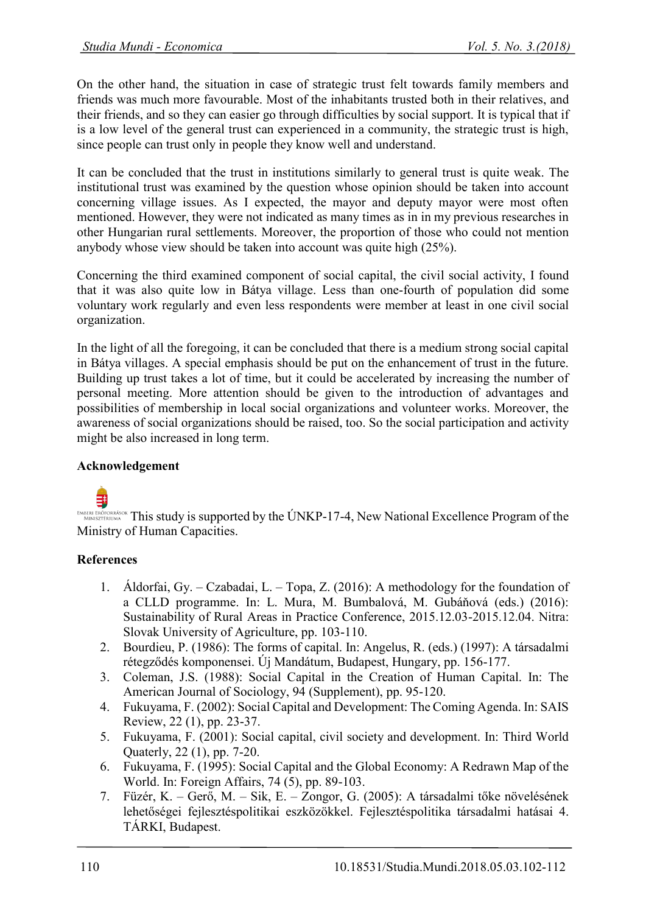On the other hand, the situation in case of strategic trust felt towards family members and friends was much more favourable. Most of the inhabitants trusted both in their relatives, and their friends, and so they can easier go through difficulties by social support. It is typical that if is a low level of the general trust can experienced in a community, the strategic trust is high, since people can trust only in people they know well and understand.

It can be concluded that the trust in institutions similarly to general trust is quite weak. The institutional trust was examined by the question whose opinion should be taken into account concerning village issues. As I expected, the mayor and deputy mayor were most often mentioned. However, they were not indicated as many times as in in my previous researches in other Hungarian rural settlements. Moreover, the proportion of those who could not mention anybody whose view should be taken into account was quite high (25%).

Concerning the third examined component of social capital, the civil social activity, I found that it was also quite low in Bátya village. Less than one-fourth of population did some voluntary work regularly and even less respondents were member at least in one civil social organization.

In the light of all the foregoing, it can be concluded that there is a medium strong social capital in Bátya villages. A special emphasis should be put on the enhancement of trust in the future. Building up trust takes a lot of time, but it could be accelerated by increasing the number of personal meeting. More attention should be given to the introduction of advantages and possibilities of membership in local social organizations and volunteer works. Moreover, the awareness of social organizations should be raised, too. So the social participation and activity might be also increased in long term.

**Acknowledgement**

EMBERI ERŐFORRÁSOK MINISZTÉRIUMA This study is supported by the ÚNKP-17-4, New National Excellence Program of the Ministry of Human Capacities.

**References**

1. Áldorfai, Gy. – Czabadai, L. – Topa, Z. (2016): A methodology for the foundation of a CLLD programme. In: L. Mura, M. Bumbalová, M. Gubáňová (eds.) (2016): Sustainability of Rural Areas in Practice Conference, 2015.12.03-2015.12.04. Nitra: Slovak University of Agriculture, pp. 103-110.
2. Bourdieu, P. (1986): The forms of capital. In: Angelus, R. (eds.) (1997): A társadalmi rétegződés komponensei. Új Mandátum, Budapest, Hungary, pp. 156-177.
3. Coleman, J.S. (1988): Social Capital in the Creation of Human Capital. In: The American Journal of Sociology, 94 (Supplement), pp. 95-120.
4. Fukuyama, F. (2002): Social Capital and Development: The Coming Agenda. In: SAIS Review, 22 (1), pp. 23-37.
5. Fukuyama, F. (2001): Social capital, civil society and development. In: Third World Quaterly, 22 (1), pp. 7-20.
6. Fukuyama, F. (1995): Social Capital and the Global Economy: A Redrawn Map of the World. In: Foreign Affairs, 74 (5), pp. 89-103.
7. Füzér, K. – Gerő, M. – Sik, E. – Zongor, G. (2005): A társadalmi tőke növelésének lehetőségei fejlesztéspolitikai eszközökkel. Fejlesztéspolitika társadalmi hatásai 4. TÁRKI, Budapest.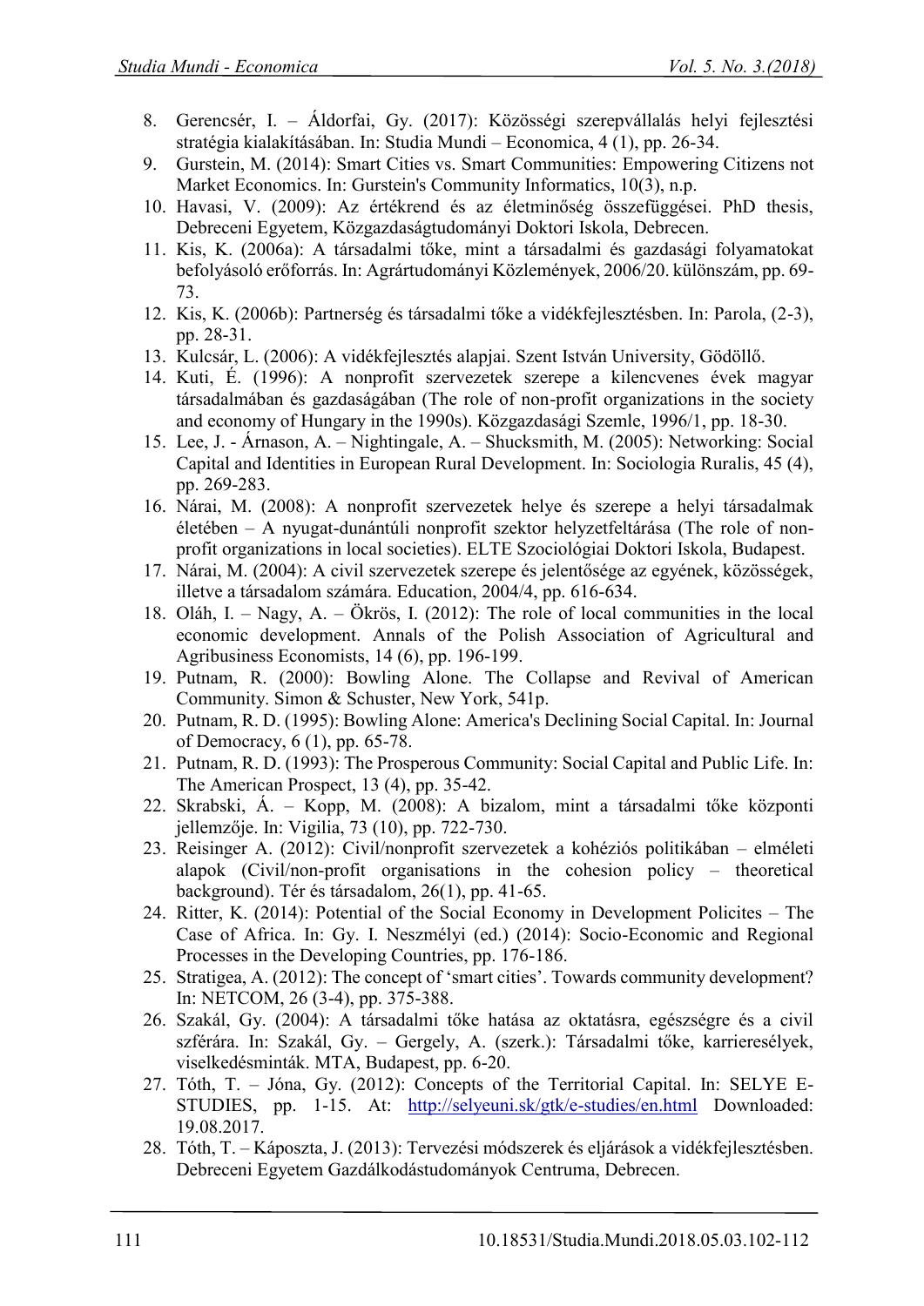8. Gerencsér, I. – Áldorfai, Gy. (2017): Közösségi szerepvállalás helyi fejlesztési stratégia kialakításában. In: Studia Mundi – Economica, 4 (1), pp. 26-34.
9. Gurstein, M. (2014): Smart Cities vs. Smart Communities: Empowering Citizens not Market Economics. In: Gurstein's Community Informatics, 10(3), n.p.
10. Havasi, V. (2009): Az értékrend és az életminőség összefüggései. PhD thesis, Debreceni Egyetem, Közgazdaságtudományi Doktori Iskola, Debrecen.
11. Kis, K. (2006a): A társadalmi tőke, mint a társadalmi és gazdasági folyamatokat befolyásoló erőforrás. In: Agrártudományi Közlemények, 2006/20. különszám, pp. 69-73.
12. Kis, K. (2006b): Partnerség és társadalmi tőke a vidékfejlesztésben. In: Parola, (2-3), pp. 28-31.
13. Kulcsár, L. (2006): A vidékfejlesztés alapjai. Szent István University, Gödöllő.
14. Kuti, É. (1996): A nonprofit szervezetek szerepe a kilencvenes évek magyar társadalmában és gazdaságában (The role of non-profit organizations in the society and economy of Hungary in the 1990s). Közgazdasági Szemle, 1996/1, pp. 18-30.
15. Lee, J. - Árnason, A. – Nightingale, A. – Shucksmith, M. (2005): Networking: Social Capital and Identities in European Rural Development. In: Sociologia Ruralis, 45 (4), pp. 269-283.
16. Nárai, M. (2008): A nonprofit szervezetek helye és szerepe a helyi társadalmak életében – A nyugat-dunántúli nonprofit szektor helyzetfeltárása (The role of non-profit organizations in local societies). ELTE Szociológiai Doktori Iskola, Budapest.
17. Nárai, M. (2004): A civil szervezetek szerepe és jelentősége az egyének, közösségek, illetve a társadalom számára. Education, 2004/4, pp. 616-634.
18. Oláh, I. – Nagy, A. – Ökrös, I. (2012): The role of local communities in the local economic development. Annals of the Polish Association of Agricultural and Agribusiness Economists, 14 (6), pp. 196-199.
19. Putnam, R. (2000): Bowling Alone. The Collapse and Revival of American Community. Simon & Schuster, New York, 541p.
20. Putnam, R. D. (1995): Bowling Alone: America's Declining Social Capital. In: Journal of Democracy, 6 (1), pp. 65-78.
21. Putnam, R. D. (1993): The Prosperous Community: Social Capital and Public Life. In: The American Prospect, 13 (4), pp. 35-42.
22. Skrabski, Á. – Kopp, M. (2008): A bizalom, mint a társadalmi tőke központi jellemzője. In: Vigilia, 73 (10), pp. 722-730.
23. Reisinger A. (2012): Civil/nonprofit szervezetek a kohéziós politikában – elméleti alapok (Civil/non-profit organisations in the cohesion policy – theoretical background). Tér és társadalom, 26(1), pp. 41-65.
24. Ritter, K. (2014): Potential of the Social Economy in Development Policites – The Case of Africa. In: Gy. I. Neszmélyi (ed.) (2014): Socio-Economic and Regional Processes in the Developing Countries, pp. 176-186.
25. Stratigea, A. (2012): The concept of 'smart cities'. Towards community development? In: NETCOM, 26 (3-4), pp. 375-388.
26. Szakál, Gy. (2004): A társadalmi tőke hatása az oktatásra, egészségre és a civil szférára. In: Szakál, Gy. – Gergely, A. (szerk.): Társadalmi tőke, karrieresélyek, viselkedésminták. MTA, Budapest, pp. 6-20.
27. Tóth, T. – Jóna, Gy. (2012): Concepts of the Territorial Capital. In: SELYE E-STUDIES, pp. 1-15. At: http://selyeuni.sk/gtk/e-studies/en.html Downloaded: 19.08.2017.
28. Tóth, T. – Káposzta, J. (2013): Tervezési módszerek és eljárások a vidékfejlesztésben. Debreceni Egyetem Gazdálkodástudományok Centruma, Debrecen.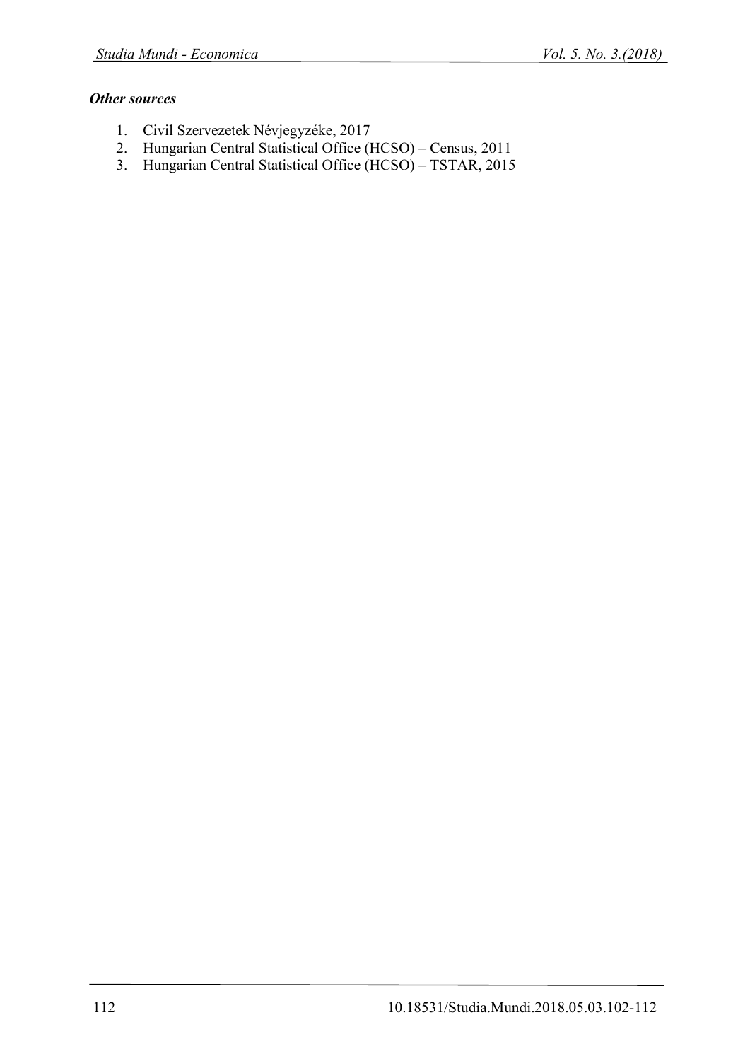***Other sources***

1. Civil Szervezetek Névjegyzéke, 2017
2. Hungarian Central Statistical Office (HCSO) – Census, 2011
3. Hungarian Central Statistical Office (HCSO) – TSTAR, 2015